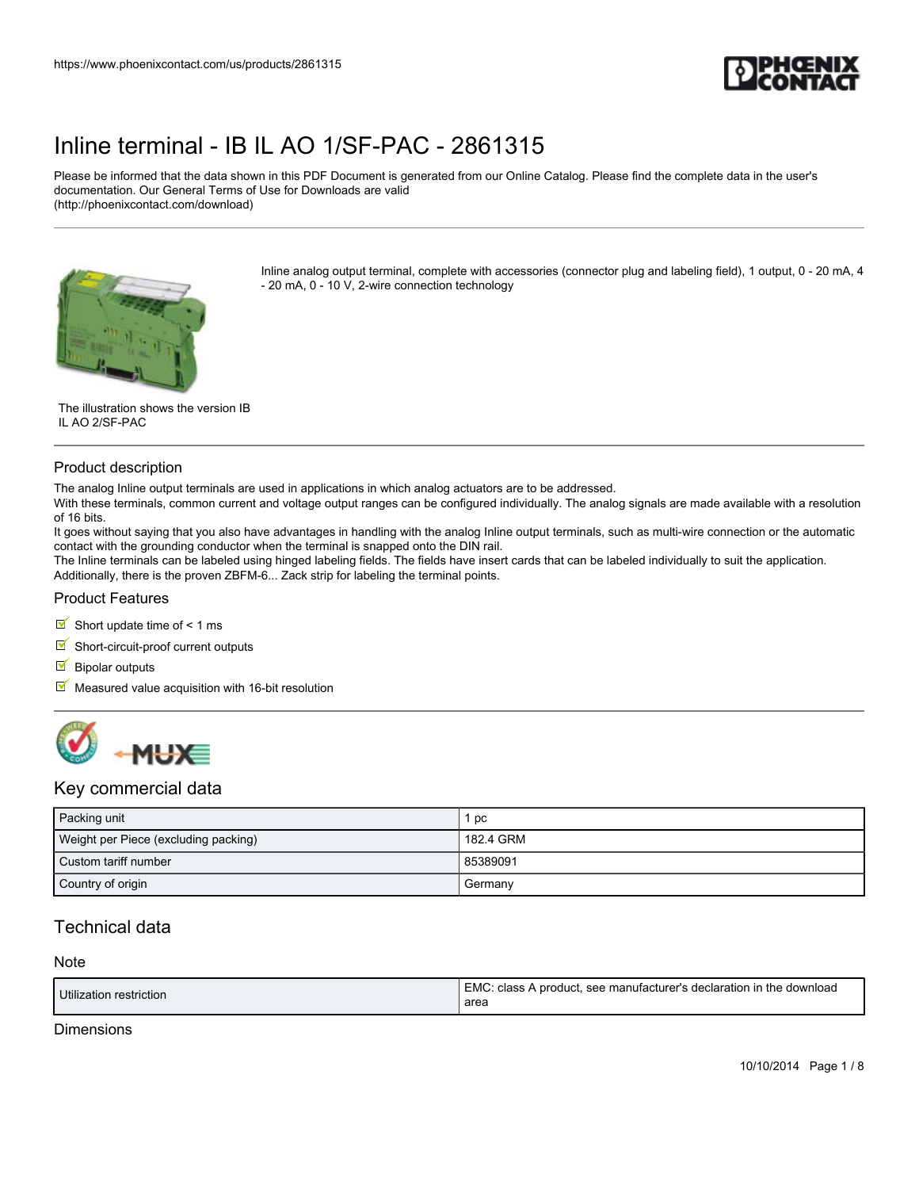# Inline terminal - IB IL AO 1/SF-PAC - 2861315

Please be informed that the data shown in this PDF Document is generated from our Online Catalog. Please find the complete data in the user's documentation. Our General Terms of Use for Downloads are valid (http://phoenixcontact.com/download)

Inline analog output terminal, complete with accessories (connector plug and labeling field), 1 output, 0 - 20 mA, 4 - 20 mA, 0 - 10 V, 2-wire connection technology

The illustration shows the version IB IL AO 2/SF-PAC

## Product description

The analog Inline output terminals are used in applications in which analog actuators are to be addressed.
With these terminals, common current and voltage output ranges can be configured individually. The analog signals are made available with a resolution of 16 bits.
It goes without saying that you also have advantages in handling with the analog Inline output terminals, such as multi-wire connection or the automatic contact with the grounding conductor when the terminal is snapped onto the DIN rail.
The Inline terminals can be labeled using hinged labeling fields. The fields have insert cards that can be labeled individually to suit the application. Additionally, there is the proven ZBFM-6... Zack strip for labeling the terminal points.

## Product Features

- Short update time of < 1 ms
- Short-circuit-proof current outputs
- Bipolar outputs
- Measured value acquisition with 16-bit resolution

## Key commercial data

| | |
|---|---|
| Packing unit | 1 pc |
| Weight per Piece (excluding packing) | 182.4 GRM |
| Custom tariff number | 85389091 |
| Country of origin | Germany |

## Technical data

### Note

| | |
|---|---|
| Utilization restriction | EMC: class A product, see manufacturer's declaration in the download area |

### Dimensions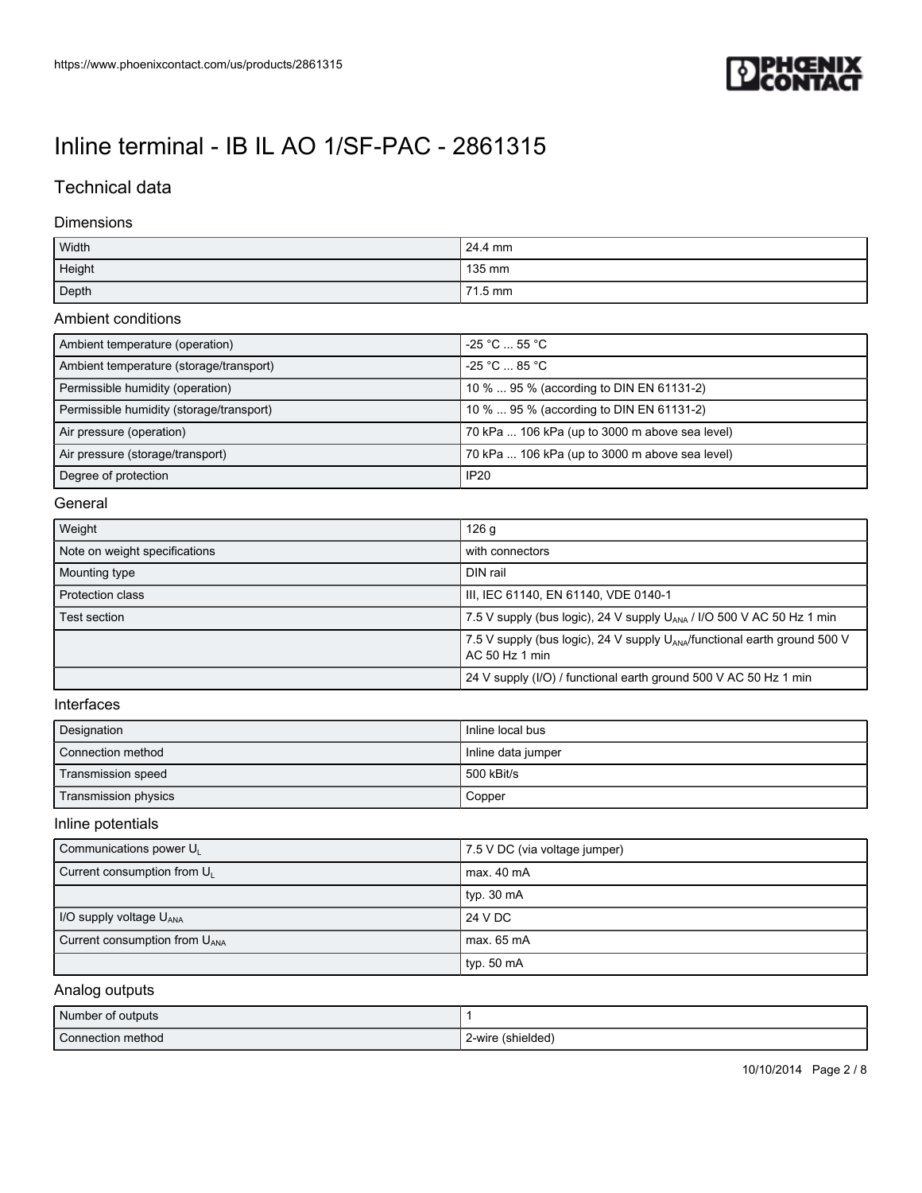# Inline terminal - IB IL AO 1/SF-PAC - 2861315

## Technical data

### Dimensions

| | |
|---|---|
| Width | 24.4 mm |
| Height | 135 mm |
| Depth | 71.5 mm |

### Ambient conditions

| | |
|---|---|
| Ambient temperature (operation) | -25 °C ... 55 °C |
| Ambient temperature (storage/transport) | -25 °C ... 85 °C |
| Permissible humidity (operation) | 10 % ... 95 % (according to DIN EN 61131-2) |
| Permissible humidity (storage/transport) | 10 % ... 95 % (according to DIN EN 61131-2) |
| Air pressure (operation) | 70 kPa ... 106 kPa (up to 3000 m above sea level) |
| Air pressure (storage/transport) | 70 kPa ... 106 kPa (up to 3000 m above sea level) |
| Degree of protection | IP20 |

### General

| | |
|---|---|
| Weight | 126 g |
| Note on weight specifications | with connectors |
| Mounting type | DIN rail |
| Protection class | III, IEC 61140, EN 61140, VDE 0140-1 |
| Test section | 7.5 V supply (bus logic), 24 V supply $U_{ANA}$ / I/O 500 V AC 50 Hz 1 min |
| | 7.5 V supply (bus logic), 24 V supply $U_{ANA}$/functional earth ground 500 V AC 50 Hz 1 min |
| | 24 V supply (I/O) / functional earth ground 500 V AC 50 Hz 1 min |

### Interfaces

| | |
|---|---|
| Designation | Inline local bus |
| Connection method | Inline data jumper |
| Transmission speed | 500 kBit/s |
| Transmission physics | Copper |

### Inline potentials

| | |
|---|---|
| Communications power $U_L$ | 7.5 V DC (via voltage jumper) |
| Current consumption from $U_L$ | max. 40 mA |
| | typ. 30 mA |
| I/O supply voltage $U_{ANA}$ | 24 V DC |
| Current consumption from $U_{ANA}$ | max. 65 mA |
| | typ. 50 mA |

### Analog outputs

| | |
|---|---|
| Number of outputs | 1 |
| Connection method | 2-wire (shielded) |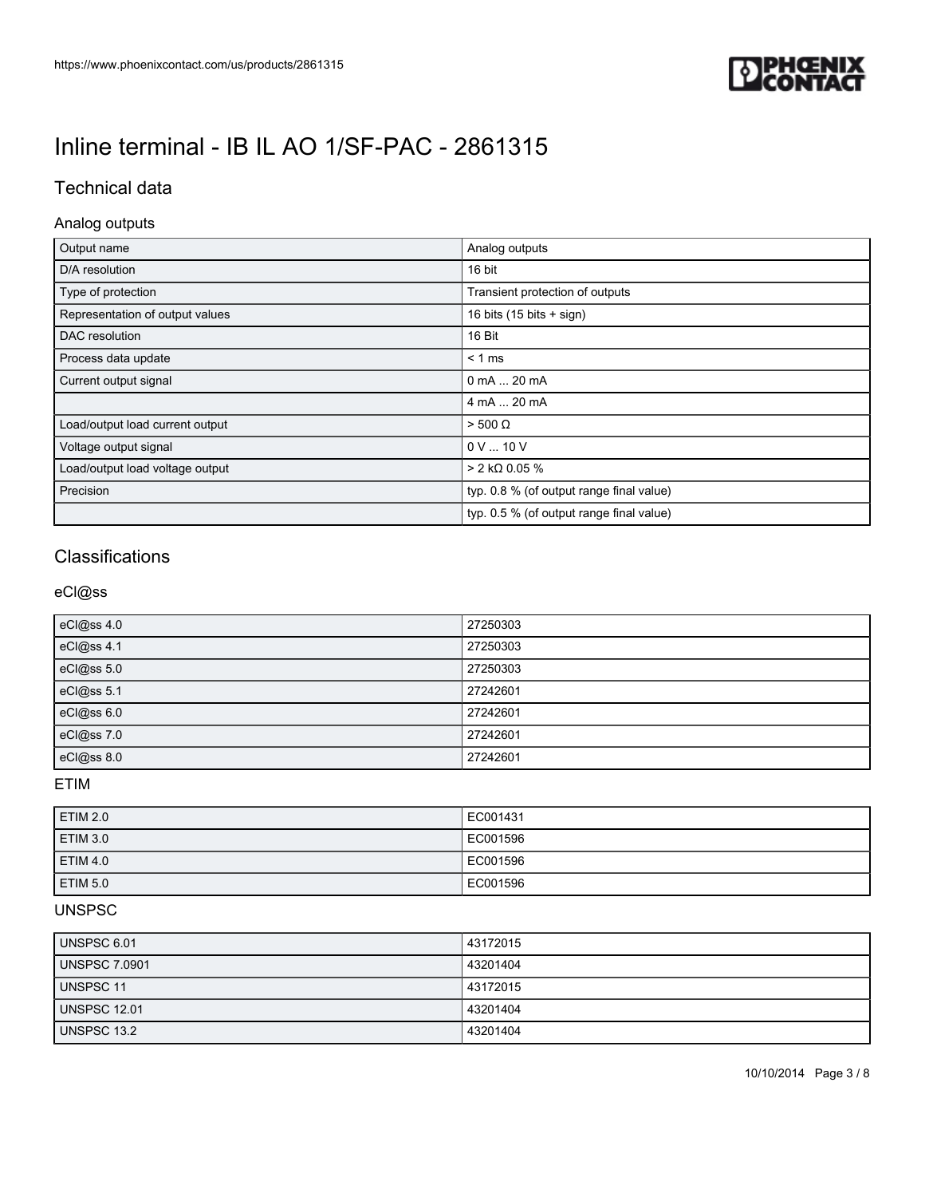# Inline terminal - IB IL AO 1/SF-PAC - 2861315

## Technical data

### Analog outputs

| | |
|---|---|
| Output name | Analog outputs |
| D/A resolution | 16 bit |
| Type of protection | Transient protection of outputs |
| Representation of output values | 16 bits (15 bits + sign) |
| DAC resolution | 16 Bit |
| Process data update | < 1 ms |
| Current output signal | 0 mA ... 20 mA |
| | 4 mA ... 20 mA |
| Load/output load current output | > 500 Ω |
| Voltage output signal | 0 V ... 10 V |
| Load/output load voltage output | > 2 kΩ 0.05 % |
| Precision | typ. 0.8 % (of output range final value) |
| | typ. 0.5 % (of output range final value) |

## Classifications

### eCl@ss

| | |
|---|---|
| eCl@ss 4.0 | 27250303 |
| eCl@ss 4.1 | 27250303 |
| eCl@ss 5.0 | 27250303 |
| eCl@ss 5.1 | 27242601 |
| eCl@ss 6.0 | 27242601 |
| eCl@ss 7.0 | 27242601 |
| eCl@ss 8.0 | 27242601 |

### ETIM

| | |
|---|---|
| ETIM 2.0 | EC001431 |
| ETIM 3.0 | EC001596 |
| ETIM 4.0 | EC001596 |
| ETIM 5.0 | EC001596 |

### UNSPSC

| | |
|---|---|
| UNSPSC 6.01 | 43172015 |
| UNSPSC 7.0901 | 43201404 |
| UNSPSC 11 | 43172015 |
| UNSPSC 12.01 | 43201404 |
| UNSPSC 13.2 | 43201404 |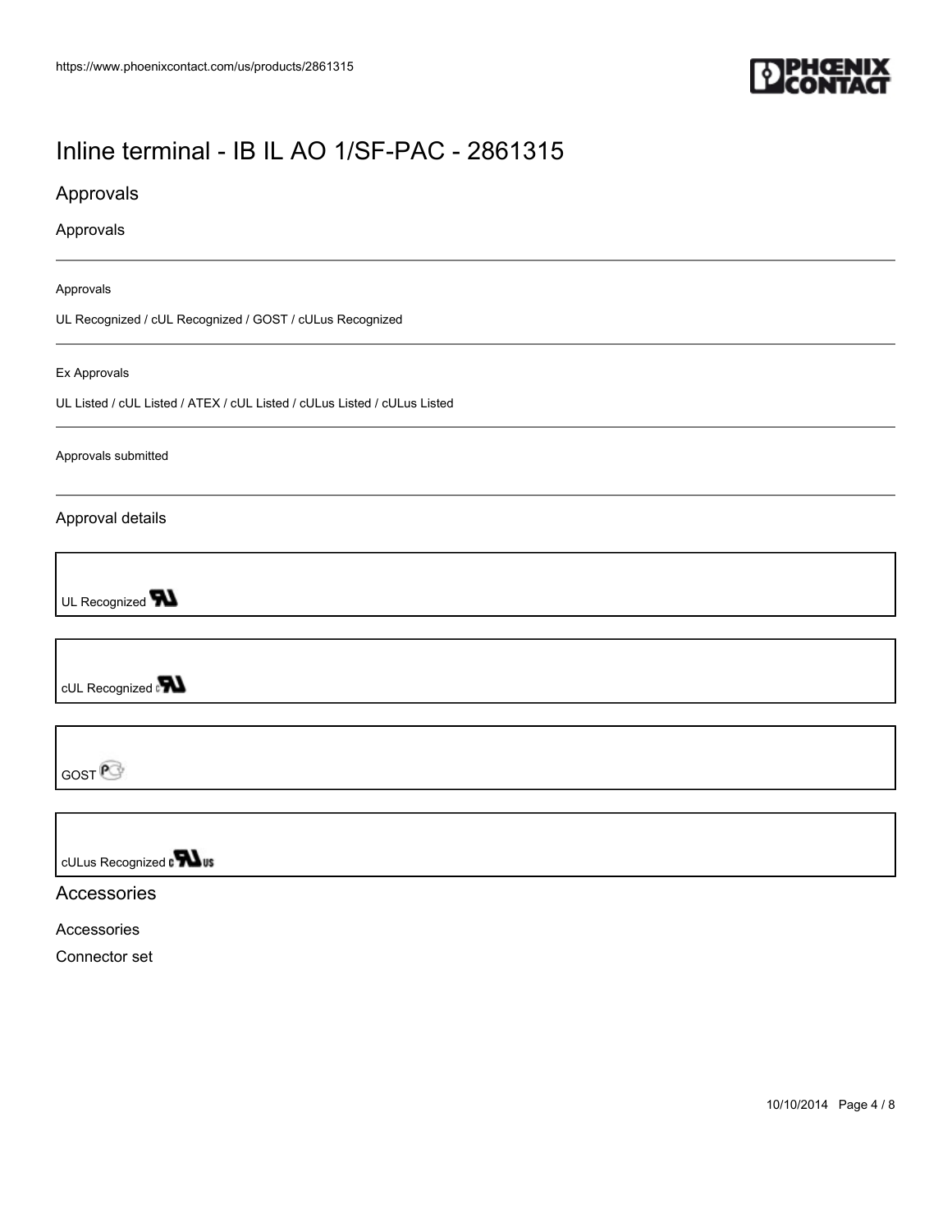# Inline terminal - IB IL AO 1/SF-PAC - 2861315

## Approvals

### Approvals

Approvals

UL Recognized / cUL Recognized / GOST / cULus Recognized

Ex Approvals

UL Listed / cUL Listed / ATEX / cUL Listed / cULus Listed / cULus Listed

Approvals submitted

### Approval details

UL Recognized

cUL Recognized

GOST

cULus Recognized

## Accessories

### Accessories

Connector set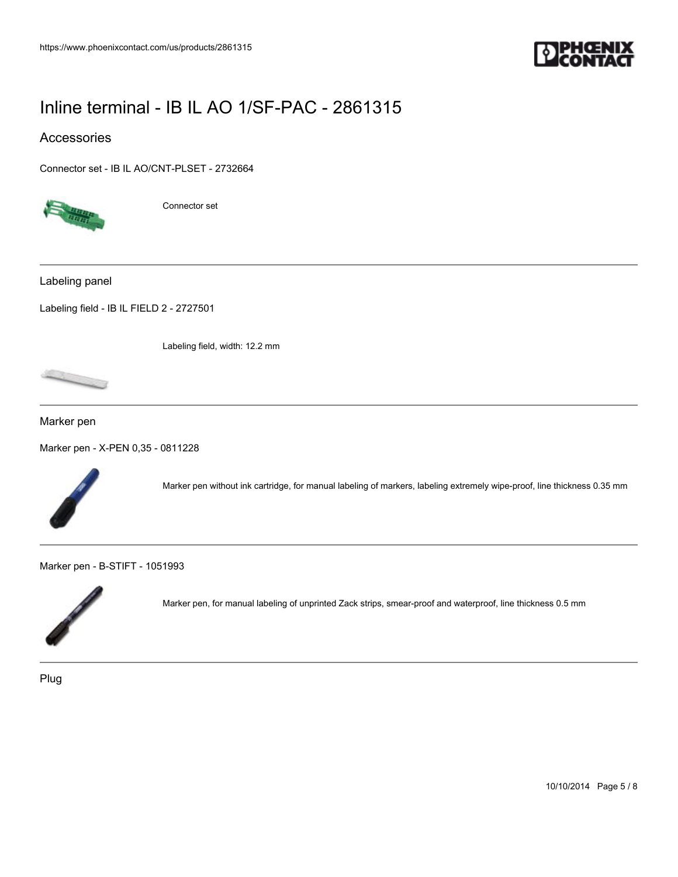# Inline terminal - IB IL AO 1/SF-PAC - 2861315

## Accessories

Connector set - IB IL AO/CNT-PLSET - 2732664

Connector set

---

Labeling panel

Labeling field - IB IL FIELD 2 - 2727501

Labeling field, width: 12.2 mm

---

Marker pen

Marker pen - X-PEN 0,35 - 0811228

Marker pen without ink cartridge, for manual labeling of markers, labeling extremely wipe-proof, line thickness 0.35 mm

---

Marker pen - B-STIFT - 1051993

Marker pen, for manual labeling of unprinted Zack strips, smear-proof and waterproof, line thickness 0.5 mm

---

Plug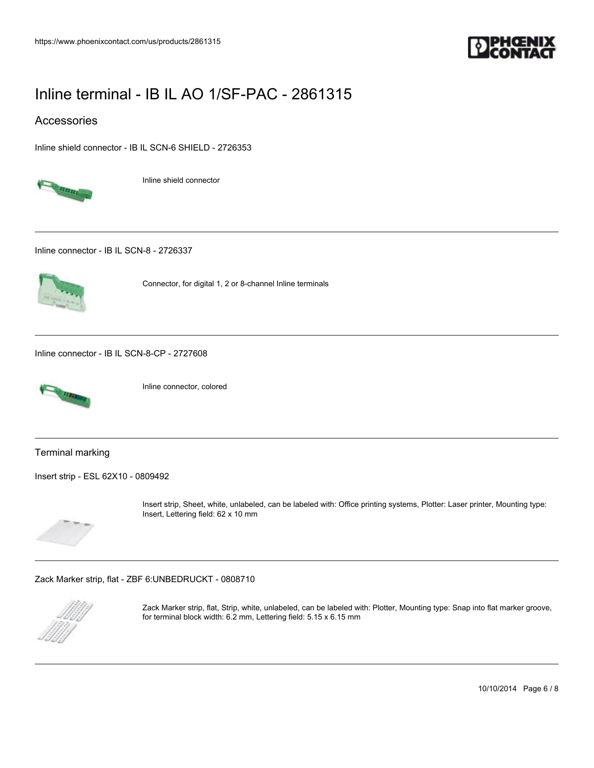# Inline terminal - IB IL AO 1/SF-PAC - 2861315

## Accessories

Inline shield connector - IB IL SCN-6 SHIELD - 2726353

Inline shield connector

---

Inline connector - IB IL SCN-8 - 2726337

Connector, for digital 1, 2 or 8-channel Inline terminals

---

Inline connector - IB IL SCN-8-CP - 2727608

Inline connector, colored

---

### Terminal marking

Insert strip - ESL 62X10 - 0809492

Insert strip, Sheet, white, unlabeled, can be labeled with: Office printing systems, Plotter: Laser printer, Mounting type: Insert, Lettering field: 62 x 10 mm

---

Zack Marker strip, flat - ZBF 6:UNBEDRUCKT - 0808710

Zack Marker strip, flat, Strip, white, unlabeled, can be labeled with: Plotter, Mounting type: Snap into flat marker groove, for terminal block width: 6.2 mm, Lettering field: 5.15 x 6.15 mm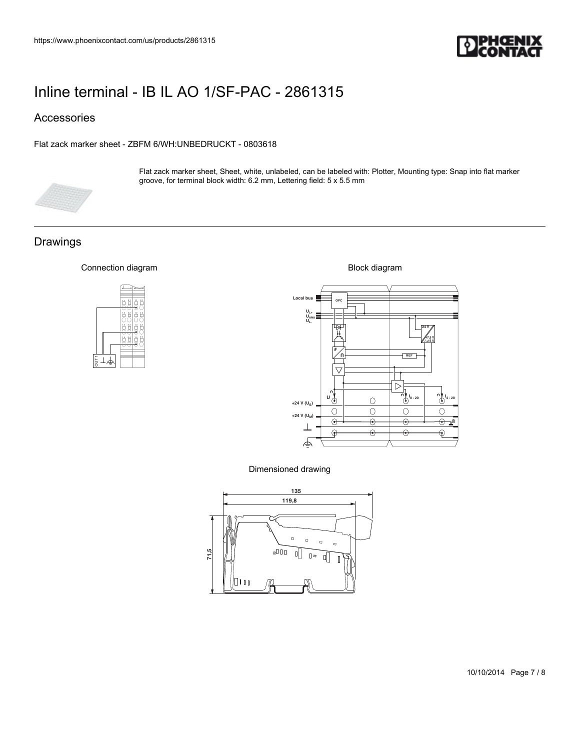# Inline terminal - IB IL AO 1/SF-PAC - 2861315

## Accessories

Flat zack marker sheet - ZBFM 6/WH:UNBEDRUCKT - 0803618

Flat zack marker sheet, Sheet, white, unlabeled, can be labeled with: Plotter, Mounting type: Snap into flat marker groove, for terminal block width: 6.2 mm, Lettering field: 5 x 5.5 mm

## Drawings

Connection diagram

Block diagram

Dimensioned drawing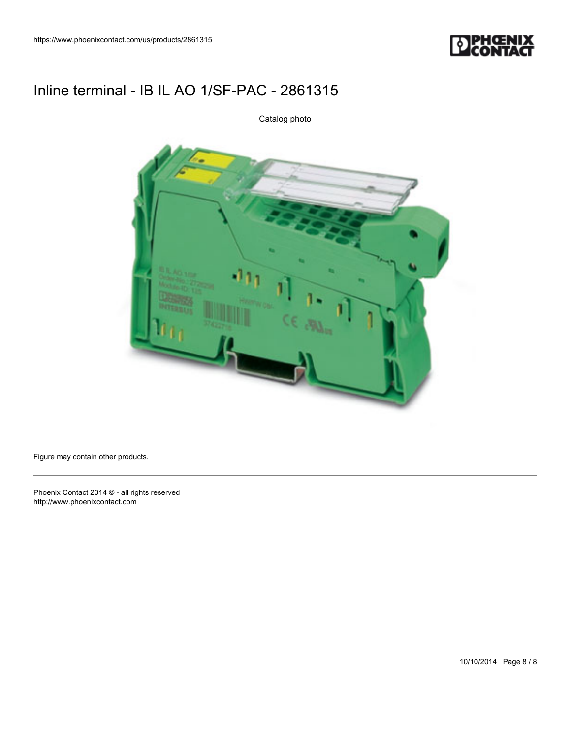# Inline terminal - IB IL AO 1/SF-PAC - 2861315

Catalog photo

Figure may contain other products.

Phoenix Contact 2014 © - all rights reserved
http://www.phoenixcontact.com